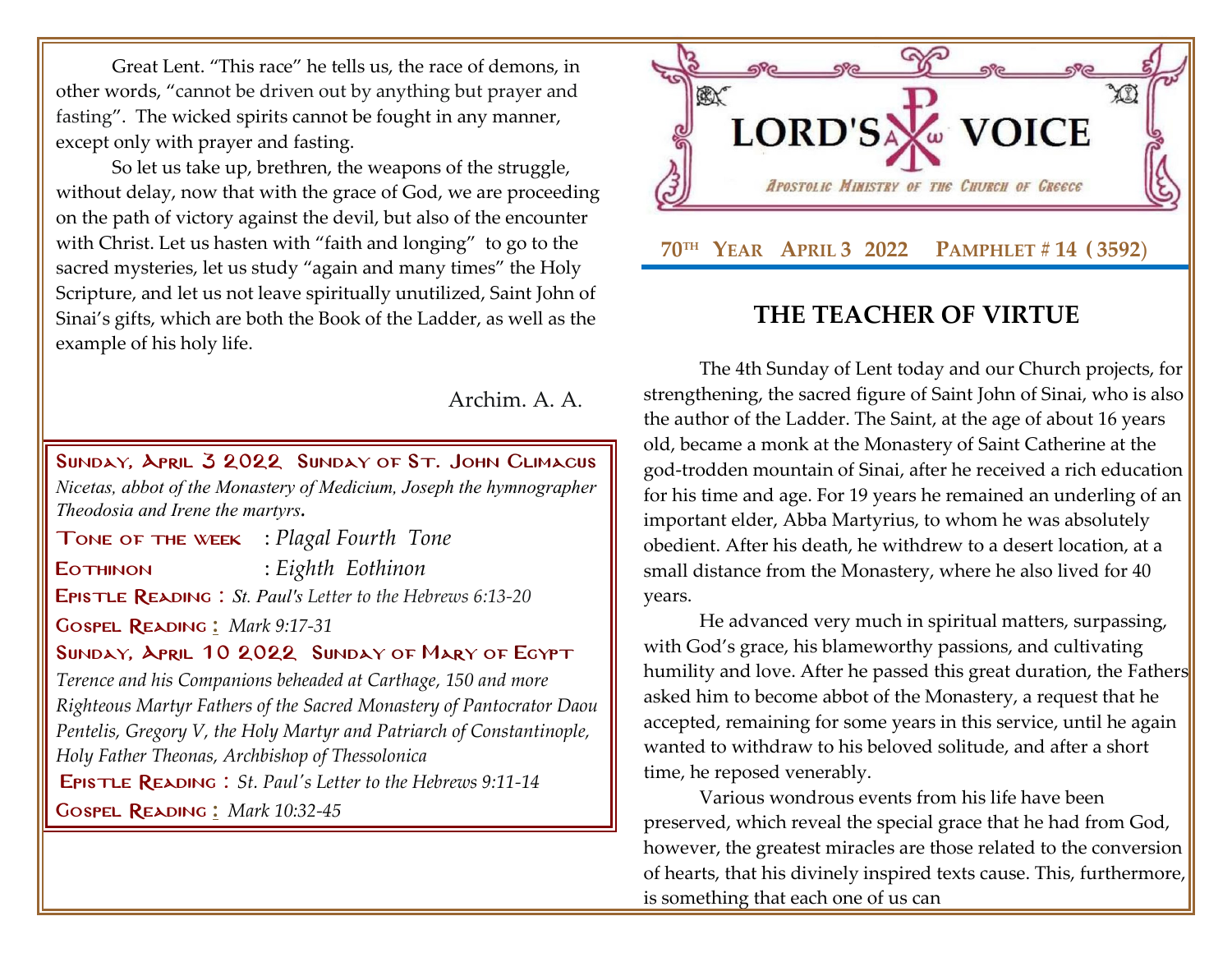Great Lent. "This race" he tells us, the race of demons, in other words, "cannot be driven out by anything but prayer and fasting". The wicked spirits cannot be fought in any manner, except only with prayer and fasting.

So let us take up, brethren, the weapons of the struggle, without delay, now that with the grace of God, we are proceeding on the path of victory against the devil, but also of the encounter with Christ. Let us hasten with "faith and longing" to go to the sacred mysteries, let us study "again and many times" the Holy Scripture, and let us not leave spiritually unutilized, Saint John of Sinai's gifts, which are both the Book of the Ladder, as well as the example of his holy life.

Archim. A. A.

**Sunday, April 3 2022 Sunday of St. John Climacus**

*Nicetas, abbot of the Monastery of Medicium, Joseph the hymnographer Theodosia and Irene the martyrs*.

**Tone of the week** : *Plagal Fourth Tone*

**Eothinon** : *Eighth Eothinon*

**Epistle Reading** : *St. Paul's Letter to the Hebrews 6:13-20*

**Gospel Reading** : *Mark 9:17-31*

**Sunday, April 10 2022 Sunday of Mary of Egypt**

*Terence and his Companions beheaded at Carthage, 150 and more Righteous Martyr Fathers of the Sacred Monastery of Pantocrator Daou Pentelis, Gregory V, the Holy Martyr and Patriarch of Constantinople, Holy Father Theonas, Archbishop of Thessolonica*

**Epistle Reading** : *St. Paul's Letter to the Hebrews 9:11-14*

**Gospel Reading** : *Mark 10:32-45*

# LORD'S VOICE

*Apostolic Ministry of the Church of Greece*

**70TH Year April 3 2022 Pamphlet # 14 (3592)**

## THE TEACHER OF VIRTUE

The 4th Sunday of Lent today and our Church projects, for strengthening, the sacred figure of Saint John of Sinai, who is also the author of the Ladder. The Saint, at the age of about 16 years old, became a monk at the Monastery of Saint Catherine at the god-trodden mountain of Sinai, after he received a rich education for his time and age. For 19 years he remained an underling of an important elder, Abba Martyrius, to whom he was absolutely obedient. After his death, he withdrew to a desert location, at a small distance from the Monastery, where he also lived for 40 years.

He advanced very much in spiritual matters, surpassing, with God's grace, his blameworthy passions, and cultivating humility and love. After he passed this great duration, the Fathers asked him to become abbot of the Monastery, a request that he accepted, remaining for some years in this service, until he again wanted to withdraw to his beloved solitude, and after a short time, he reposed venerably.

Various wondrous events from his life have been preserved, which reveal the special grace that he had from God, however, the greatest miracles are those related to the conversion of hearts, that his divinely inspired texts cause. This, furthermore, is something that each one of us can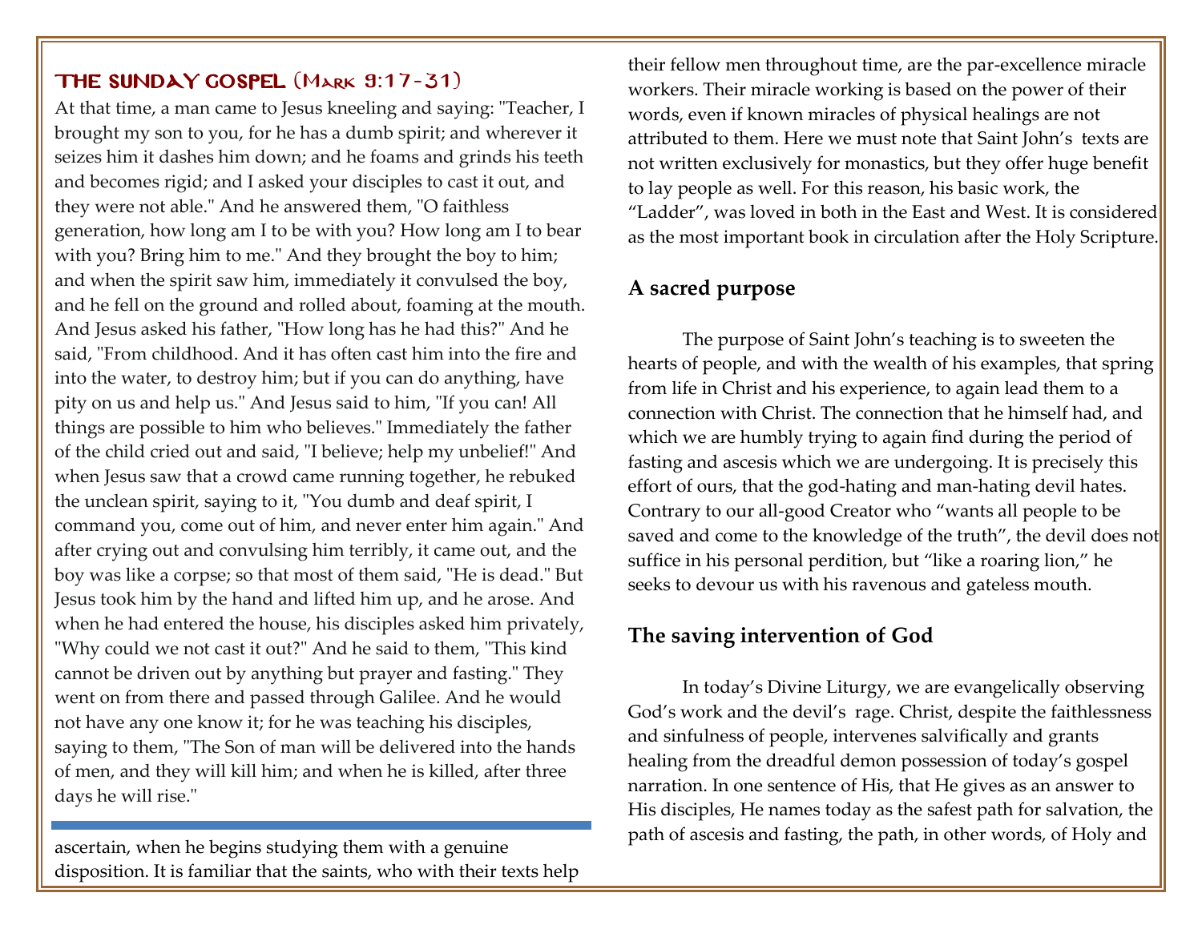## THE SUNDAY GOSPEL (Mark 9:17-31)

At that time, a man came to Jesus kneeling and saying: "Teacher, I brought my son to you, for he has a dumb spirit; and wherever it seizes him it dashes him down; and he foams and grinds his teeth and becomes rigid; and I asked your disciples to cast it out, and they were not able." And he answered them, "O faithless generation, how long am I to be with you? How long am I to bear with you? Bring him to me." And they brought the boy to him; and when the spirit saw him, immediately it convulsed the boy, and he fell on the ground and rolled about, foaming at the mouth. And Jesus asked his father, "How long has he had this?" And he said, "From childhood. And it has often cast him into the fire and into the water, to destroy him; but if you can do anything, have pity on us and help us." And Jesus said to him, "If you can! All things are possible to him who believes." Immediately the father of the child cried out and said, "I believe; help my unbelief!" And when Jesus saw that a crowd came running together, he rebuked the unclean spirit, saying to it, "You dumb and deaf spirit, I command you, come out of him, and never enter him again." And after crying out and convulsing him terribly, it came out, and the boy was like a corpse; so that most of them said, "He is dead." But Jesus took him by the hand and lifted him up, and he arose. And when he had entered the house, his disciples asked him privately, "Why could we not cast it out?" And he said to them, "This kind cannot be driven out by anything but prayer and fasting." They went on from there and passed through Galilee. And he would not have any one know it; for he was teaching his disciples, saying to them, "The Son of man will be delivered into the hands of men, and they will kill him; and when he is killed, after three days he will rise."

---

ascertain, when he begins studying them with a genuine disposition. It is familiar that the saints, who with their texts help their fellow men throughout time, are the par-excellence miracle workers. Their miracle working is based on the power of their words, even if known miracles of physical healings are not attributed to them. Here we must note that Saint John's texts are not written exclusively for monastics, but they offer huge benefit to lay people as well. For this reason, his basic work, the "Ladder", was loved in both in the East and West. It is considered as the most important book in circulation after the Holy Scripture.

### A sacred purpose

The purpose of Saint John's teaching is to sweeten the hearts of people, and with the wealth of his examples, that spring from life in Christ and his experience, to again lead them to a connection with Christ. The connection that he himself had, and which we are humbly trying to again find during the period of fasting and ascesis which we are undergoing. It is precisely this effort of ours, that the god-hating and man-hating devil hates. Contrary to our all-good Creator who "wants all people to be saved and come to the knowledge of the truth", the devil does not suffice in his personal perdition, but "like a roaring lion," he seeks to devour us with his ravenous and gateless mouth.

### The saving intervention of God

In today's Divine Liturgy, we are evangelically observing God's work and the devil's rage. Christ, despite the faithlessness and sinfulness of people, intervenes salvifically and grants healing from the dreadful demon possession of today's gospel narration. In one sentence of His, that He gives as an answer to His disciples, He names today as the safest path for salvation, the path of ascesis and fasting, the path, in other words, of Holy and